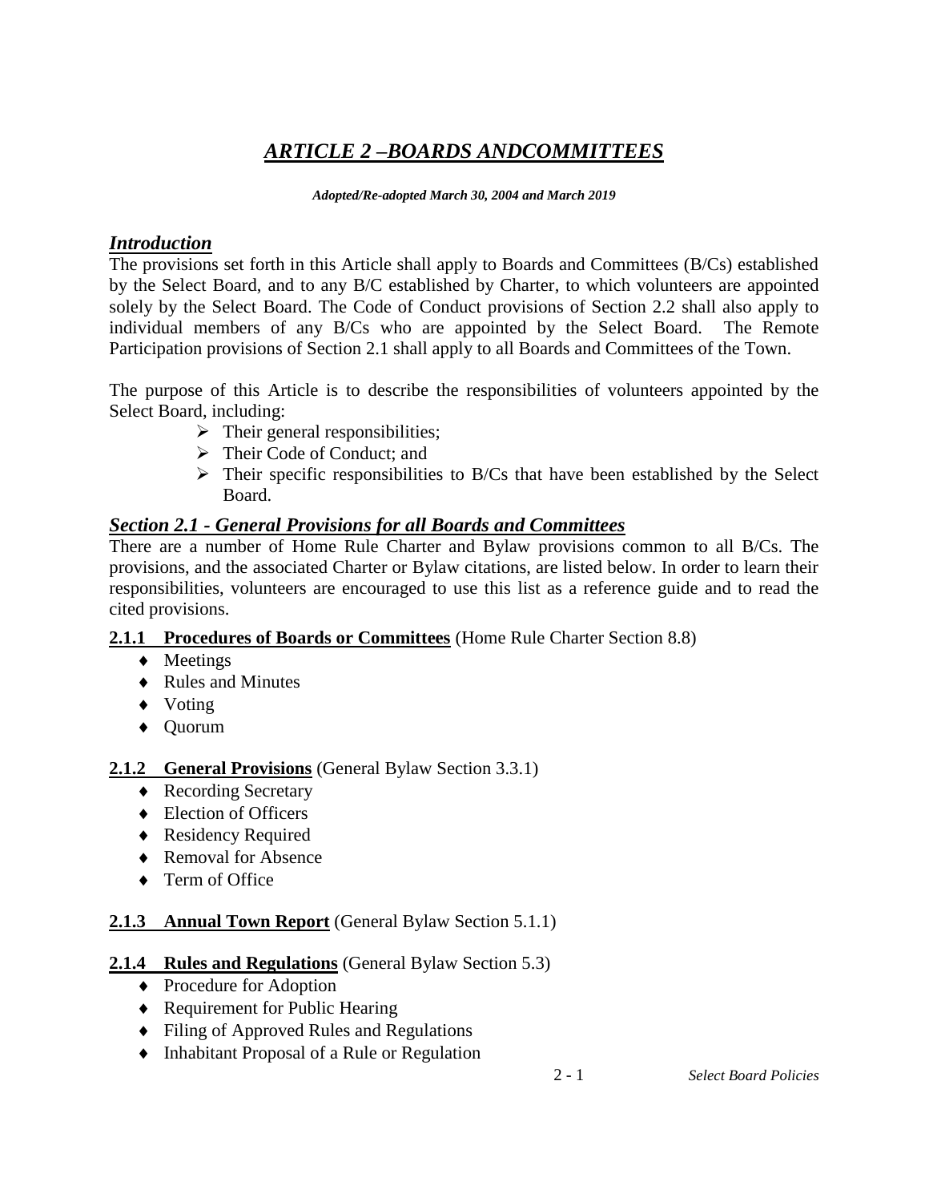// ARTICLE 2 –BOARDS ANDCOMMITTEES

*Adopted/Re-adopted March 30, 2004 and March 2019*

## *Introduction*

The provisions set forth in this Article shall apply to Boards and Committees (B/Cs) established by the Select Board, and to any B/C established by Charter, to which volunteers are appointed solely by the Select Board. The Code of Conduct provisions of Section 2.2 shall also apply to individual members of any B/Cs who are appointed by the Select Board. The Remote Participation provisions of Section 2.1 shall apply to all Boards and Committees of the Town.

The purpose of this Article is to describe the responsibilities of volunteers appointed by the Select Board, including:

- Their general responsibilities;
- Their Code of Conduct; and
- Their specific responsibilities to B/Cs that have been established by the Select Board.

## *Section 2.1 - General Provisions for all Boards and Committees*

There are a number of Home Rule Charter and Bylaw provisions common to all B/Cs. The provisions, and the associated Charter or Bylaw citations, are listed below. In order to learn their responsibilities, volunteers are encouraged to use this list as a reference guide and to read the cited provisions.

### 2.1.1 Procedures of Boards or Committees (Home Rule Charter Section 8.8)

- Meetings
- Rules and Minutes
- Voting
- Quorum

### 2.1.2 General Provisions (General Bylaw Section 3.3.1)

- Recording Secretary
- Election of Officers
- Residency Required
- Removal for Absence
- Term of Office

### 2.1.3 Annual Town Report (General Bylaw Section 5.1.1)

### 2.1.4 Rules and Regulations (General Bylaw Section 5.3)

- Procedure for Adoption
- Requirement for Public Hearing
- Filing of Approved Rules and Regulations
- Inhabitant Proposal of a Rule or Regulation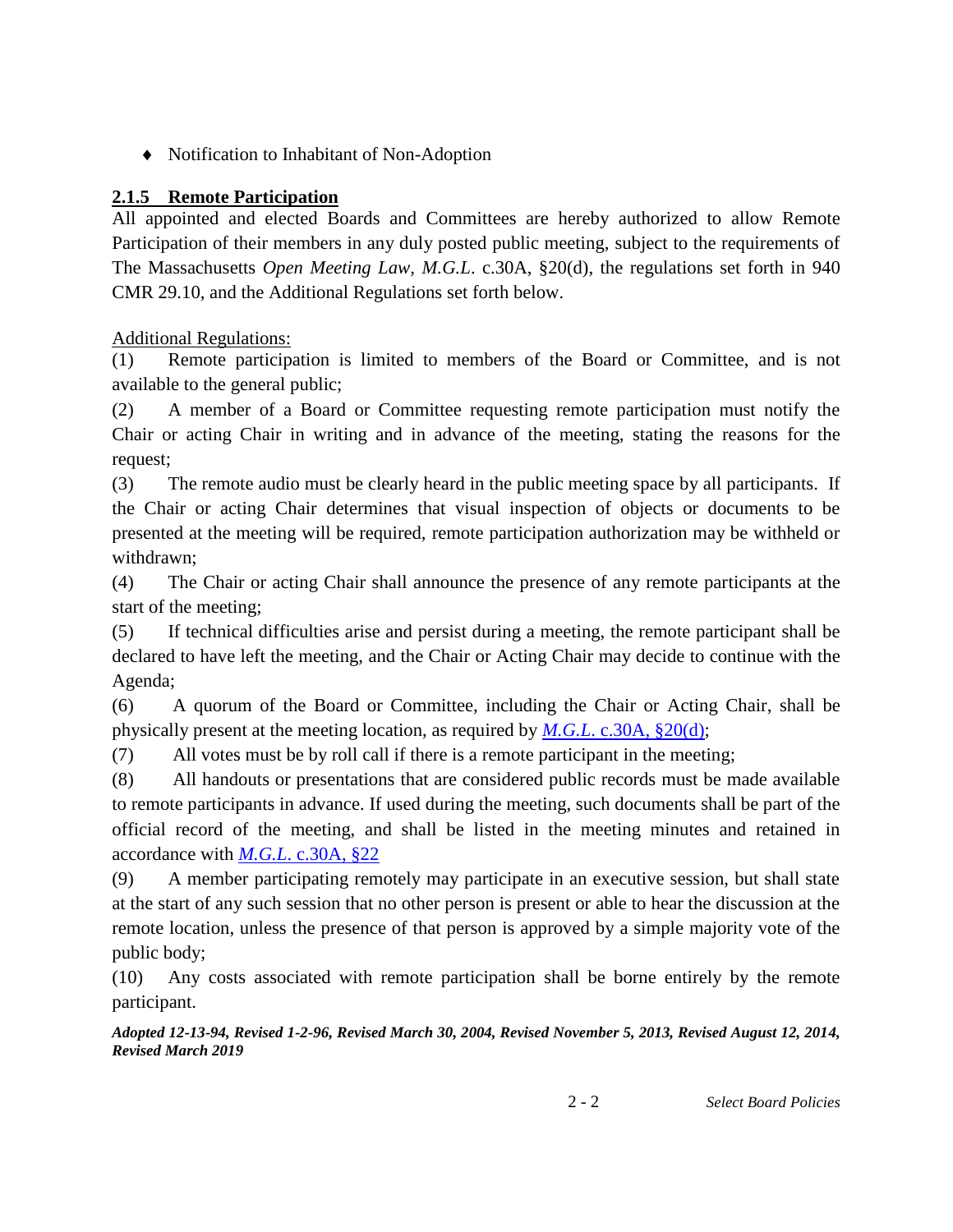- Notification to Inhabitant of Non-Adoption

### **2.1.5 Remote Participation**

All appointed and elected Boards and Committees are hereby authorized to allow Remote Participation of their members in any duly posted public meeting, subject to the requirements of The Massachusetts *Open Meeting Law*, *M.G.L*. c.30A, §20(d), the regulations set forth in 940 CMR 29.10, and the Additional Regulations set forth below.

Additional Regulations:

(1) Remote participation is limited to members of the Board or Committee, and is not available to the general public;

(2) A member of a Board or Committee requesting remote participation must notify the Chair or acting Chair in writing and in advance of the meeting, stating the reasons for the request;

(3) The remote audio must be clearly heard in the public meeting space by all participants. If the Chair or acting Chair determines that visual inspection of objects or documents to be presented at the meeting will be required, remote participation authorization may be withheld or withdrawn;

(4) The Chair or acting Chair shall announce the presence of any remote participants at the start of the meeting;

(5) If technical difficulties arise and persist during a meeting, the remote participant shall be declared to have left the meeting, and the Chair or Acting Chair may decide to continue with the Agenda;

(6) A quorum of the Board or Committee, including the Chair or Acting Chair, shall be physically present at the meeting location, as required by *M.G.L*. c.30A, §20(d);

(7) All votes must be by roll call if there is a remote participant in the meeting;

(8) All handouts or presentations that are considered public records must be made available to remote participants in advance. If used during the meeting, such documents shall be part of the official record of the meeting, and shall be listed in the meeting minutes and retained in accordance with *M.G.L*. c.30A, §22

(9) A member participating remotely may participate in an executive session, but shall state at the start of any such session that no other person is present or able to hear the discussion at the remote location, unless the presence of that person is approved by a simple majority vote of the public body;

(10) Any costs associated with remote participation shall be borne entirely by the remote participant.

***Adopted 12-13-94, Revised 1-2-96, Revised March 30, 2004, Revised November 5, 2013, Revised August 12, 2014, Revised March 2019***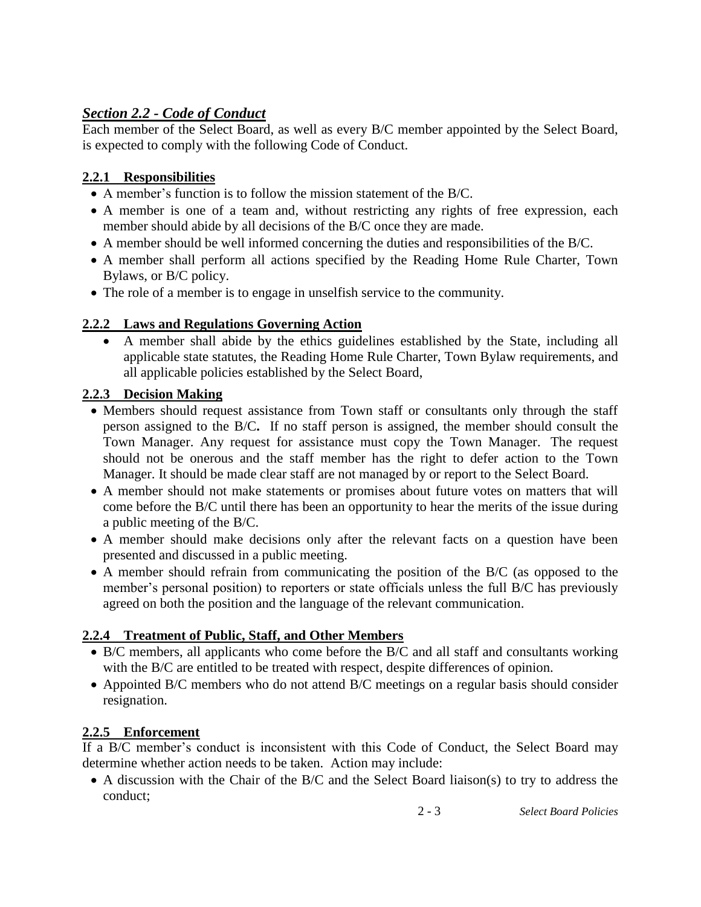## ***Section 2.2 - Code of Conduct***

Each member of the Select Board, as well as every B/C member appointed by the Select Board, is expected to comply with the following Code of Conduct.

### **2.2.1 Responsibilities**

- A member's function is to follow the mission statement of the B/C.
- A member is one of a team and, without restricting any rights of free expression, each member should abide by all decisions of the B/C once they are made.
- A member should be well informed concerning the duties and responsibilities of the B/C.
- A member shall perform all actions specified by the Reading Home Rule Charter, Town Bylaws, or B/C policy.
- The role of a member is to engage in unselfish service to the community.

### **2.2.2 Laws and Regulations Governing Action**

- A member shall abide by the ethics guidelines established by the State, including all applicable state statutes, the Reading Home Rule Charter, Town Bylaw requirements, and all applicable policies established by the Select Board,

### **2.2.3 Decision Making**

- Members should request assistance from Town staff or consultants only through the staff person assigned to the B/C**.** If no staff person is assigned, the member should consult the Town Manager. Any request for assistance must copy the Town Manager. The request should not be onerous and the staff member has the right to defer action to the Town Manager. It should be made clear staff are not managed by or report to the Select Board.
- A member should not make statements or promises about future votes on matters that will come before the B/C until there has been an opportunity to hear the merits of the issue during a public meeting of the B/C.
- A member should make decisions only after the relevant facts on a question have been presented and discussed in a public meeting.
- A member should refrain from communicating the position of the B/C (as opposed to the member's personal position) to reporters or state officials unless the full B/C has previously agreed on both the position and the language of the relevant communication.

### **2.2.4 Treatment of Public, Staff, and Other Members**

- B/C members, all applicants who come before the B/C and all staff and consultants working with the B/C are entitled to be treated with respect, despite differences of opinion.
- Appointed B/C members who do not attend B/C meetings on a regular basis should consider resignation.

### **2.2.5 Enforcement**

If a B/C member's conduct is inconsistent with this Code of Conduct, the Select Board may determine whether action needs to be taken. Action may include:

- A discussion with the Chair of the B/C and the Select Board liaison(s) to try to address the conduct;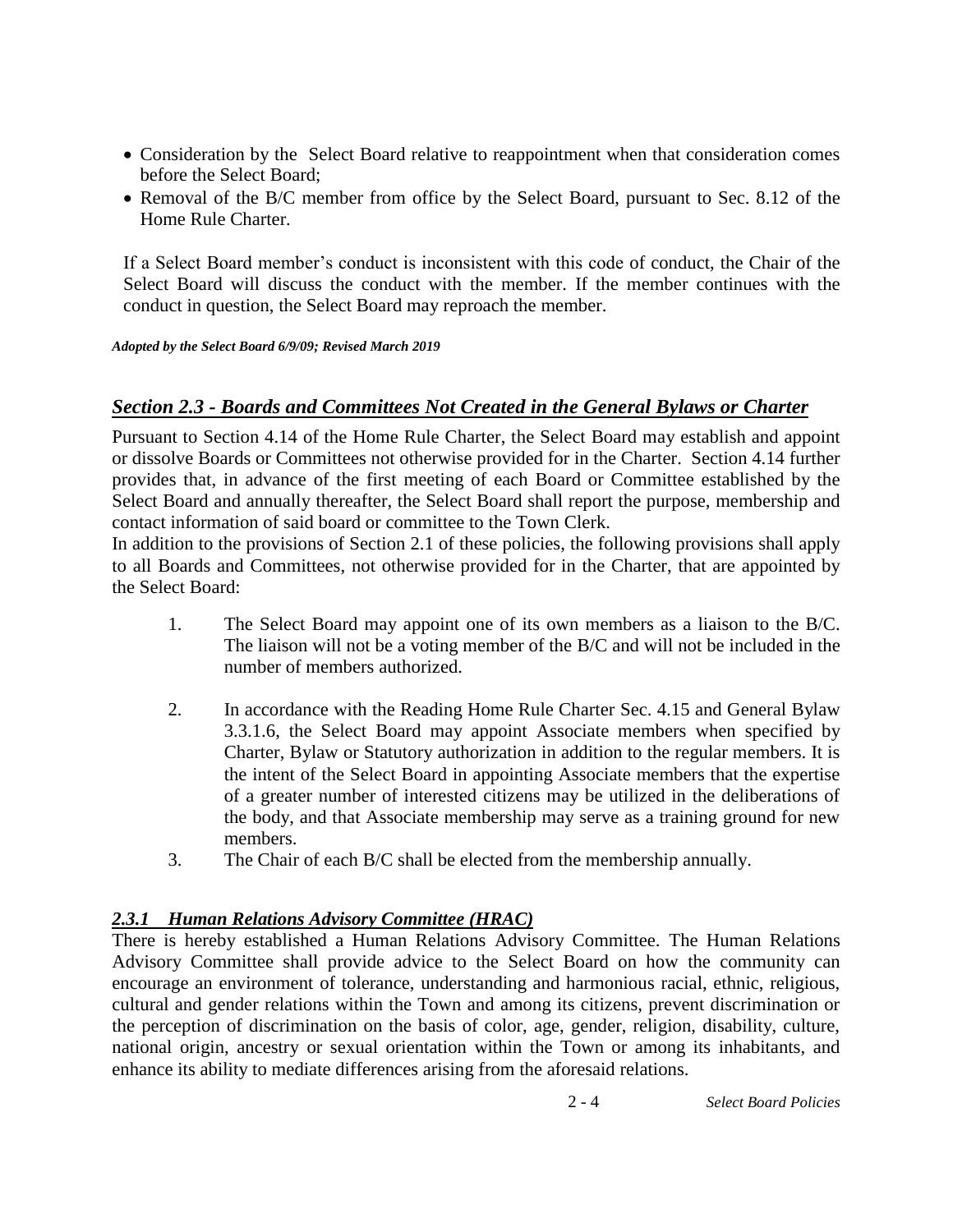- Consideration by the Select Board relative to reappointment when that consideration comes before the Select Board;
- Removal of the B/C member from office by the Select Board, pursuant to Sec. 8.12 of the Home Rule Charter.

If a Select Board member's conduct is inconsistent with this code of conduct, the Chair of the Select Board will discuss the conduct with the member. If the member continues with the conduct in question, the Select Board may reproach the member.

***Adopted by the Select Board 6/9/09; Revised March 2019***

## *Section 2.3 - Boards and Committees Not Created in the General Bylaws or Charter*

Pursuant to Section 4.14 of the Home Rule Charter, the Select Board may establish and appoint or dissolve Boards or Committees not otherwise provided for in the Charter. Section 4.14 further provides that, in advance of the first meeting of each Board or Committee established by the Select Board and annually thereafter, the Select Board shall report the purpose, membership and contact information of said board or committee to the Town Clerk.

In addition to the provisions of Section 2.1 of these policies, the following provisions shall apply to all Boards and Committees, not otherwise provided for in the Charter, that are appointed by the Select Board:

1. The Select Board may appoint one of its own members as a liaison to the B/C. The liaison will not be a voting member of the B/C and will not be included in the number of members authorized.

2. In accordance with the Reading Home Rule Charter Sec. 4.15 and General Bylaw 3.3.1.6, the Select Board may appoint Associate members when specified by Charter, Bylaw or Statutory authorization in addition to the regular members. It is the intent of the Select Board in appointing Associate members that the expertise of a greater number of interested citizens may be utilized in the deliberations of the body, and that Associate membership may serve as a training ground for new members.
3. The Chair of each B/C shall be elected from the membership annually.

### *2.3.1 Human Relations Advisory Committee (HRAC)*

There is hereby established a Human Relations Advisory Committee. The Human Relations Advisory Committee shall provide advice to the Select Board on how the community can encourage an environment of tolerance, understanding and harmonious racial, ethnic, religious, cultural and gender relations within the Town and among its citizens, prevent discrimination or the perception of discrimination on the basis of color, age, gender, religion, disability, culture, national origin, ancestry or sexual orientation within the Town or among its inhabitants, and enhance its ability to mediate differences arising from the aforesaid relations.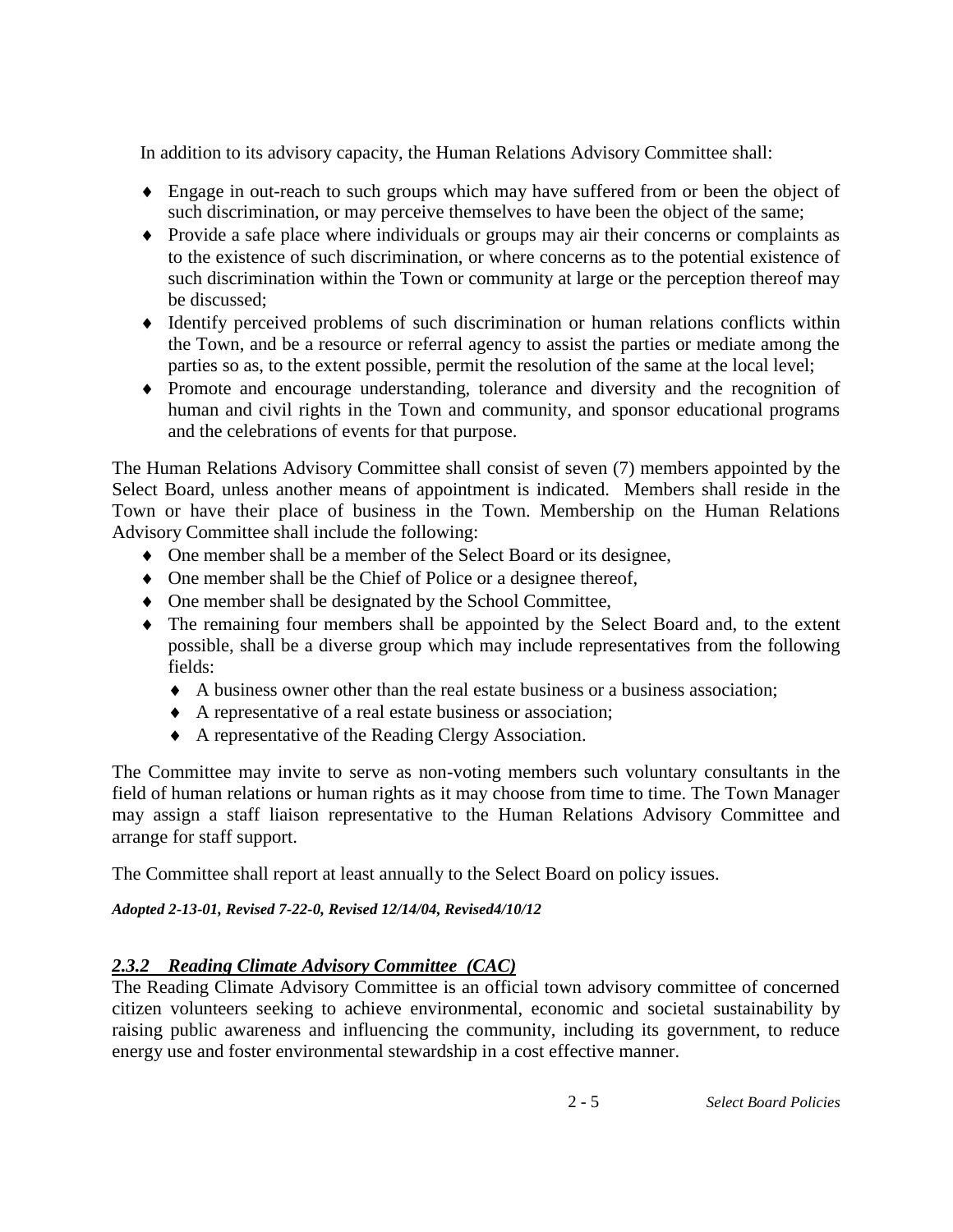In addition to its advisory capacity, the Human Relations Advisory Committee shall:

- Engage in out-reach to such groups which may have suffered from or been the object of such discrimination, or may perceive themselves to have been the object of the same;
- Provide a safe place where individuals or groups may air their concerns or complaints as to the existence of such discrimination, or where concerns as to the potential existence of such discrimination within the Town or community at large or the perception thereof may be discussed;
- Identify perceived problems of such discrimination or human relations conflicts within the Town, and be a resource or referral agency to assist the parties or mediate among the parties so as, to the extent possible, permit the resolution of the same at the local level;
- Promote and encourage understanding, tolerance and diversity and the recognition of human and civil rights in the Town and community, and sponsor educational programs and the celebrations of events for that purpose.

The Human Relations Advisory Committee shall consist of seven (7) members appointed by the Select Board, unless another means of appointment is indicated. Members shall reside in the Town or have their place of business in the Town. Membership on the Human Relations Advisory Committee shall include the following:

- One member shall be a member of the Select Board or its designee,
- One member shall be the Chief of Police or a designee thereof,
- One member shall be designated by the School Committee,
- The remaining four members shall be appointed by the Select Board and, to the extent possible, shall be a diverse group which may include representatives from the following fields:
  - A business owner other than the real estate business or a business association;
  - A representative of a real estate business or association;
  - A representative of the Reading Clergy Association.

The Committee may invite to serve as non-voting members such voluntary consultants in the field of human relations or human rights as it may choose from time to time. The Town Manager may assign a staff liaison representative to the Human Relations Advisory Committee and arrange for staff support.

The Committee shall report at least annually to the Select Board on policy issues.

***Adopted 2-13-01, Revised 7-22-0, Revised 12/14/04, Revised4/10/12***

### *2.3.2 Reading Climate Advisory Committee (CAC)*

The Reading Climate Advisory Committee is an official town advisory committee of concerned citizen volunteers seeking to achieve environmental, economic and societal sustainability by raising public awareness and influencing the community, including its government, to reduce energy use and foster environmental stewardship in a cost effective manner.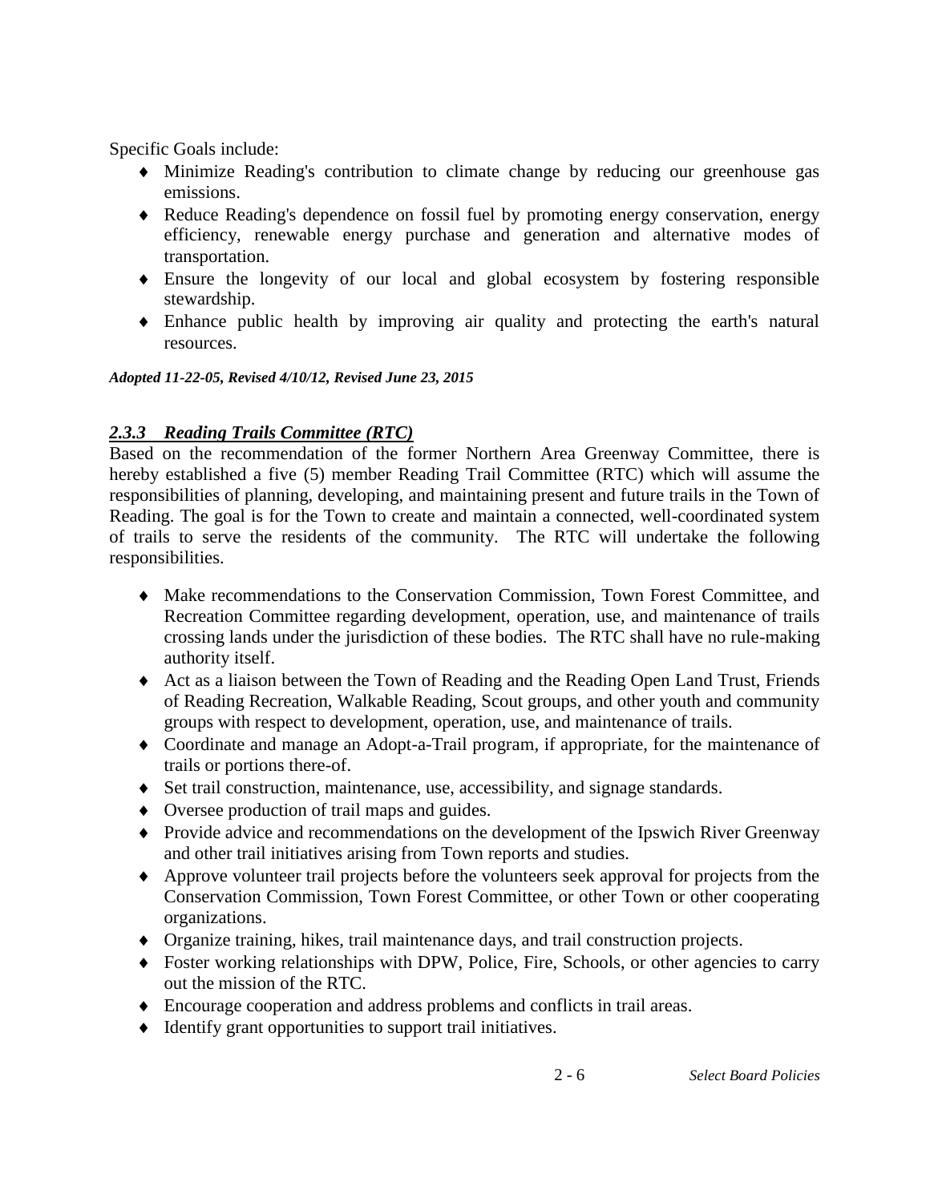Specific Goals include:

- Minimize Reading's contribution to climate change by reducing our greenhouse gas emissions.
- Reduce Reading's dependence on fossil fuel by promoting energy conservation, energy efficiency, renewable energy purchase and generation and alternative modes of transportation.
- Ensure the longevity of our local and global ecosystem by fostering responsible stewardship.
- Enhance public health by improving air quality and protecting the earth's natural resources.

***Adopted 11-22-05, Revised 4/10/12, Revised June 23, 2015***

### ***2.3.3 Reading Trails Committee (RTC)***

Based on the recommendation of the former Northern Area Greenway Committee, there is hereby established a five (5) member Reading Trail Committee (RTC) which will assume the responsibilities of planning, developing, and maintaining present and future trails in the Town of Reading. The goal is for the Town to create and maintain a connected, well-coordinated system of trails to serve the residents of the community. The RTC will undertake the following responsibilities.

- Make recommendations to the Conservation Commission, Town Forest Committee, and Recreation Committee regarding development, operation, use, and maintenance of trails crossing lands under the jurisdiction of these bodies. The RTC shall have no rule-making authority itself.
- Act as a liaison between the Town of Reading and the Reading Open Land Trust, Friends of Reading Recreation, Walkable Reading, Scout groups, and other youth and community groups with respect to development, operation, use, and maintenance of trails.
- Coordinate and manage an Adopt-a-Trail program, if appropriate, for the maintenance of trails or portions there-of.
- Set trail construction, maintenance, use, accessibility, and signage standards.
- Oversee production of trail maps and guides.
- Provide advice and recommendations on the development of the Ipswich River Greenway and other trail initiatives arising from Town reports and studies.
- Approve volunteer trail projects before the volunteers seek approval for projects from the Conservation Commission, Town Forest Committee, or other Town or other cooperating organizations.
- Organize training, hikes, trail maintenance days, and trail construction projects.
- Foster working relationships with DPW, Police, Fire, Schools, or other agencies to carry out the mission of the RTC.
- Encourage cooperation and address problems and conflicts in trail areas.
- Identify grant opportunities to support trail initiatives.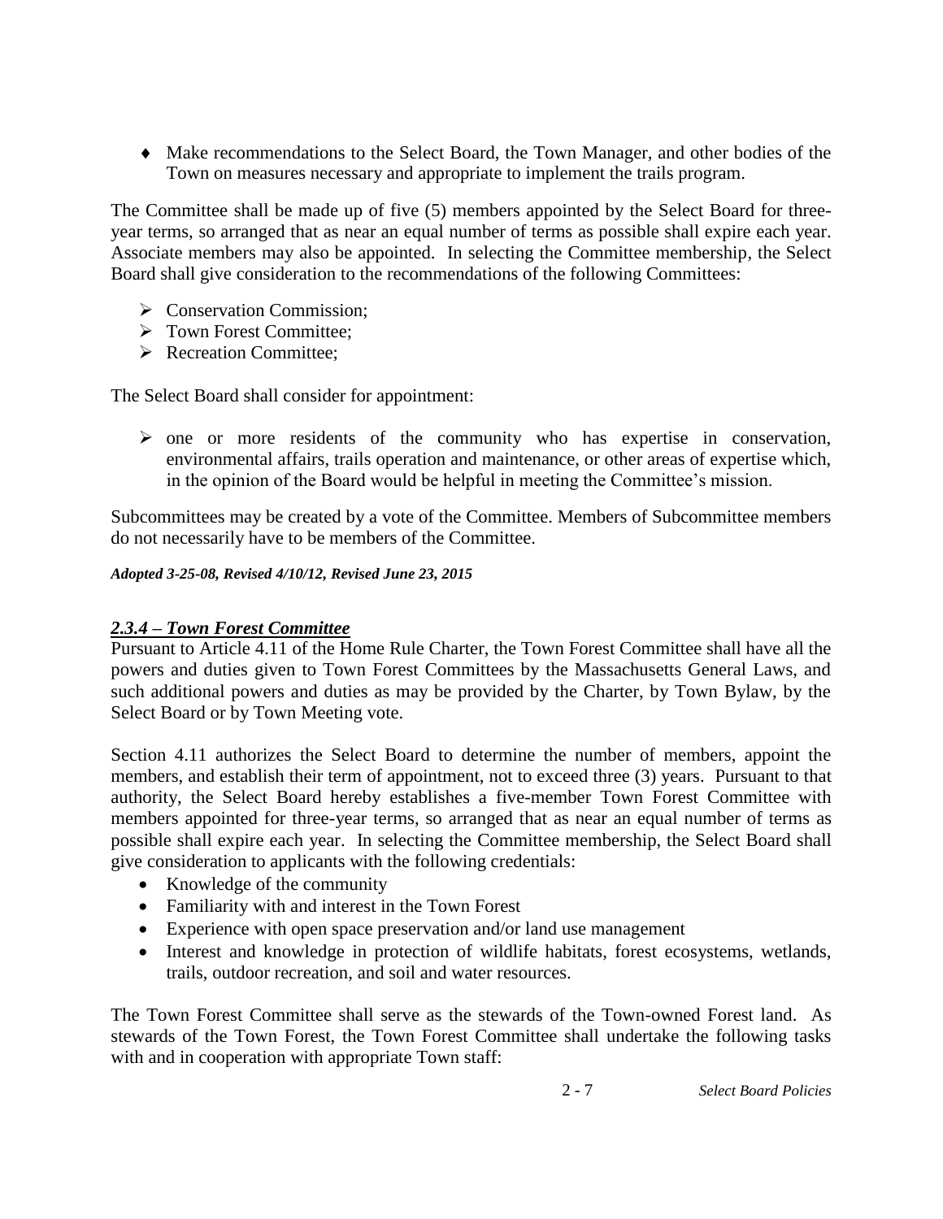- Make recommendations to the Select Board, the Town Manager, and other bodies of the Town on measures necessary and appropriate to implement the trails program.

The Committee shall be made up of five (5) members appointed by the Select Board for three-year terms, so arranged that as near an equal number of terms as possible shall expire each year. Associate members may also be appointed. In selecting the Committee membership, the Select Board shall give consideration to the recommendations of the following Committees:

- Conservation Commission;
- Town Forest Committee;
- Recreation Committee;

The Select Board shall consider for appointment:

- one or more residents of the community who has expertise in conservation, environmental affairs, trails operation and maintenance, or other areas of expertise which, in the opinion of the Board would be helpful in meeting the Committee's mission.

Subcommittees may be created by a vote of the Committee. Members of Subcommittee members do not necessarily have to be members of the Committee.

***Adopted 3-25-08, Revised 4/10/12, Revised June 23, 2015***

### *2.3.4 – Town Forest Committee*

Pursuant to Article 4.11 of the Home Rule Charter, the Town Forest Committee shall have all the powers and duties given to Town Forest Committees by the Massachusetts General Laws, and such additional powers and duties as may be provided by the Charter, by Town Bylaw, by the Select Board or by Town Meeting vote.

Section 4.11 authorizes the Select Board to determine the number of members, appoint the members, and establish their term of appointment, not to exceed three (3) years. Pursuant to that authority, the Select Board hereby establishes a five-member Town Forest Committee with members appointed for three-year terms, so arranged that as near an equal number of terms as possible shall expire each year. In selecting the Committee membership, the Select Board shall give consideration to applicants with the following credentials:

- Knowledge of the community
- Familiarity with and interest in the Town Forest
- Experience with open space preservation and/or land use management
- Interest and knowledge in protection of wildlife habitats, forest ecosystems, wetlands, trails, outdoor recreation, and soil and water resources.

The Town Forest Committee shall serve as the stewards of the Town-owned Forest land. As stewards of the Town Forest, the Town Forest Committee shall undertake the following tasks with and in cooperation with appropriate Town staff: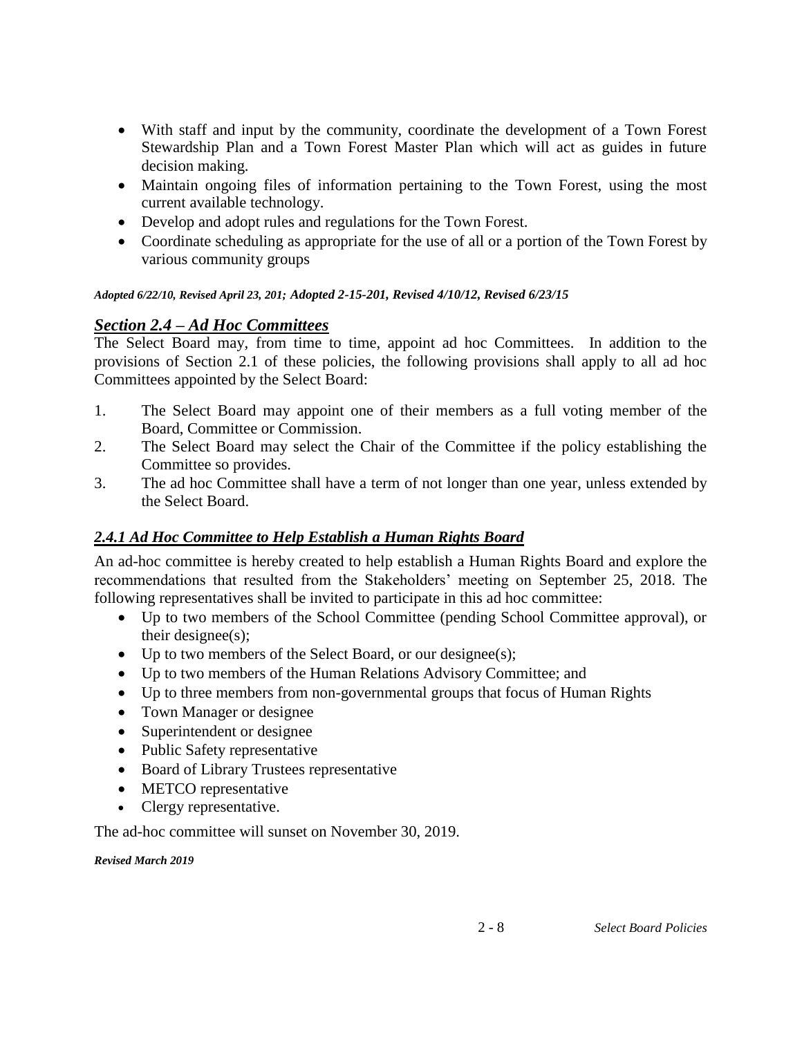- With staff and input by the community, coordinate the development of a Town Forest Stewardship Plan and a Town Forest Master Plan which will act as guides in future decision making.
- Maintain ongoing files of information pertaining to the Town Forest, using the most current available technology.
- Develop and adopt rules and regulations for the Town Forest.
- Coordinate scheduling as appropriate for the use of all or a portion of the Town Forest by various community groups

***Adopted 6/22/10, Revised April 23, 201; Adopted 2-15-201, Revised 4/10/12, Revised 6/23/15***

## *Section 2.4 – Ad Hoc Committees*

The Select Board may, from time to time, appoint ad hoc Committees. In addition to the provisions of Section 2.1 of these policies, the following provisions shall apply to all ad hoc Committees appointed by the Select Board:

1. The Select Board may appoint one of their members as a full voting member of the Board, Committee or Commission.
2. The Select Board may select the Chair of the Committee if the policy establishing the Committee so provides.
3. The ad hoc Committee shall have a term of not longer than one year, unless extended by the Select Board.

### *2.4.1 Ad Hoc Committee to Help Establish a Human Rights Board*

An ad-hoc committee is hereby created to help establish a Human Rights Board and explore the recommendations that resulted from the Stakeholders' meeting on September 25, 2018. The following representatives shall be invited to participate in this ad hoc committee:

- Up to two members of the School Committee (pending School Committee approval), or their designee(s);
- Up to two members of the Select Board, or our designee(s);
- Up to two members of the Human Relations Advisory Committee; and
- Up to three members from non-governmental groups that focus of Human Rights
- Town Manager or designee
- Superintendent or designee
- Public Safety representative
- Board of Library Trustees representative
- METCO representative
- Clergy representative.

The ad-hoc committee will sunset on November 30, 2019.

***Revised March 2019***